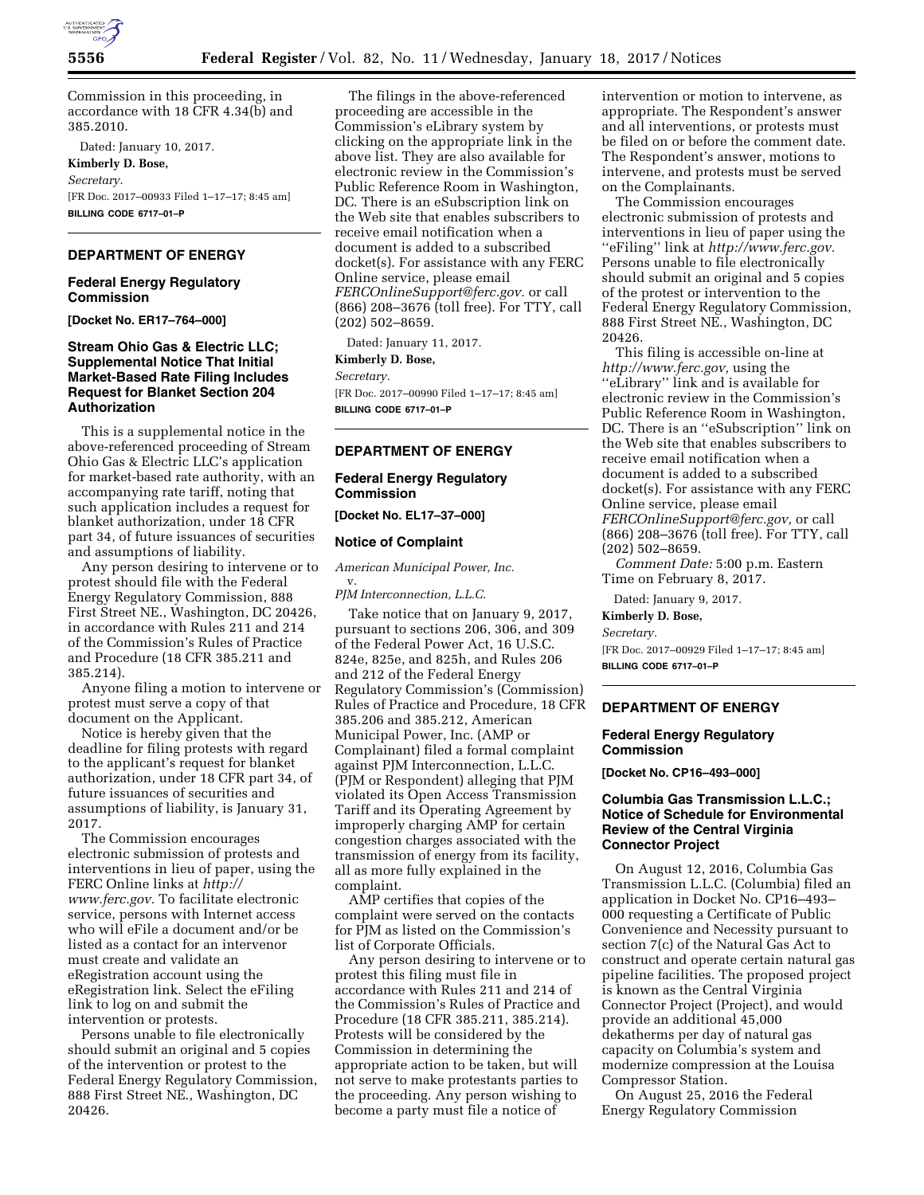Commission in this proceeding, in accordance with 18 CFR 4.34(b) and 385.2010.

Dated: January 10, 2017.

**Kimberly D. Bose,**

*Secretary.*

[FR Doc. 2017–00933 Filed 1–17–17; 8:45 am]

**BILLING CODE 6717–01–P**

## DEPARTMENT OF ENERGY

### Federal Energy Regulatory Commission

**[Docket No. ER17–764–000]**

### Stream Ohio Gas & Electric LLC; Supplemental Notice That Initial Market-Based Rate Filing Includes Request for Blanket Section 204 Authorization

This is a supplemental notice in the above-referenced proceeding of Stream Ohio Gas & Electric LLC's application for market-based rate authority, with an accompanying rate tariff, noting that such application includes a request for blanket authorization, under 18 CFR part 34, of future issuances of securities and assumptions of liability.

Any person desiring to intervene or to protest should file with the Federal Energy Regulatory Commission, 888 First Street NE., Washington, DC 20426, in accordance with Rules 211 and 214 of the Commission's Rules of Practice and Procedure (18 CFR 385.211 and 385.214).

Anyone filing a motion to intervene or protest must serve a copy of that document on the Applicant.

Notice is hereby given that the deadline for filing protests with regard to the applicant's request for blanket authorization, under 18 CFR part 34, of future issuances of securities and assumptions of liability, is January 31, 2017.

The Commission encourages electronic submission of protests and interventions in lieu of paper, using the FERC Online links at *http://www.ferc.gov.* To facilitate electronic service, persons with Internet access who will eFile a document and/or be listed as a contact for an intervenor must create and validate an eRegistration account using the eRegistration link. Select the eFiling link to log on and submit the intervention or protests.

Persons unable to file electronically should submit an original and 5 copies of the intervention or protest to the Federal Energy Regulatory Commission, 888 First Street NE., Washington, DC 20426.

The filings in the above-referenced proceeding are accessible in the Commission's eLibrary system by clicking on the appropriate link in the above list. They are also available for electronic review in the Commission's Public Reference Room in Washington, DC. There is an eSubscription link on the Web site that enables subscribers to receive email notification when a document is added to a subscribed docket(s). For assistance with any FERC Online service, please email *FERCOnlineSupport@ferc.gov.* or call (866) 208–3676 (toll free). For TTY, call (202) 502–8659.

Dated: January 11, 2017.

**Kimberly D. Bose,**

*Secretary.*

[FR Doc. 2017–00990 Filed 1–17–17; 8:45 am]

**BILLING CODE 6717–01–P**

## DEPARTMENT OF ENERGY

### Federal Energy Regulatory Commission

**[Docket No. EL17–37–000]**

### Notice of Complaint

*American Municipal Power, Inc.*

v.

*PJM Interconnection, L.L.C.*

Take notice that on January 9, 2017, pursuant to sections 206, 306, and 309 of the Federal Power Act, 16 U.S.C. 824e, 825e, and 825h, and Rules 206 and 212 of the Federal Energy Regulatory Commission's (Commission) Rules of Practice and Procedure, 18 CFR 385.206 and 385.212, American Municipal Power, Inc. (AMP or Complainant) filed a formal complaint against PJM Interconnection, L.L.C. (PJM or Respondent) alleging that PJM violated its Open Access Transmission Tariff and its Operating Agreement by improperly charging AMP for certain congestion charges associated with the transmission of energy from its facility, all as more fully explained in the complaint.

AMP certifies that copies of the complaint were served on the contacts for PJM as listed on the Commission's list of Corporate Officials.

Any person desiring to intervene or to protest this filing must file in accordance with Rules 211 and 214 of the Commission's Rules of Practice and Procedure (18 CFR 385.211, 385.214). Protests will be considered by the Commission in determining the appropriate action to be taken, but will not serve to make protestants parties to the proceeding. Any person wishing to become a party must file a notice of intervention or motion to intervene, as appropriate. The Respondent's answer and all interventions, or protests must be filed on or before the comment date. The Respondent's answer, motions to intervene, and protests must be served on the Complainants.

The Commission encourages electronic submission of protests and interventions in lieu of paper using the "eFiling" link at *http://www.ferc.gov.* Persons unable to file electronically should submit an original and 5 copies of the protest or intervention to the Federal Energy Regulatory Commission, 888 First Street NE., Washington, DC 20426.

This filing is accessible on-line at *http://www.ferc.gov,* using the "eLibrary" link and is available for electronic review in the Commission's Public Reference Room in Washington, DC. There is an "eSubscription" link on the Web site that enables subscribers to receive email notification when a document is added to a subscribed docket(s). For assistance with any FERC Online service, please email *FERCOnlineSupport@ferc.gov,* or call (866) 208–3676 (toll free). For TTY, call (202) 502–8659.

*Comment Date:* 5:00 p.m. Eastern Time on February 8, 2017.

Dated: January 9, 2017.

**Kimberly D. Bose,**

*Secretary.*

[FR Doc. 2017–00929 Filed 1–17–17; 8:45 am]

**BILLING CODE 6717–01–P**

## DEPARTMENT OF ENERGY

### Federal Energy Regulatory Commission

**[Docket No. CP16–493–000]**

### Columbia Gas Transmission L.L.C.; Notice of Schedule for Environmental Review of the Central Virginia Connector Project

On August 12, 2016, Columbia Gas Transmission L.L.C. (Columbia) filed an application in Docket No. CP16–493–000 requesting a Certificate of Public Convenience and Necessity pursuant to section 7(c) of the Natural Gas Act to construct and operate certain natural gas pipeline facilities. The proposed project is known as the Central Virginia Connector Project (Project), and would provide an additional 45,000 dekatherms per day of natural gas capacity on Columbia's system and modernize compression at the Louisa Compressor Station.

On August 25, 2016 the Federal Energy Regulatory Commission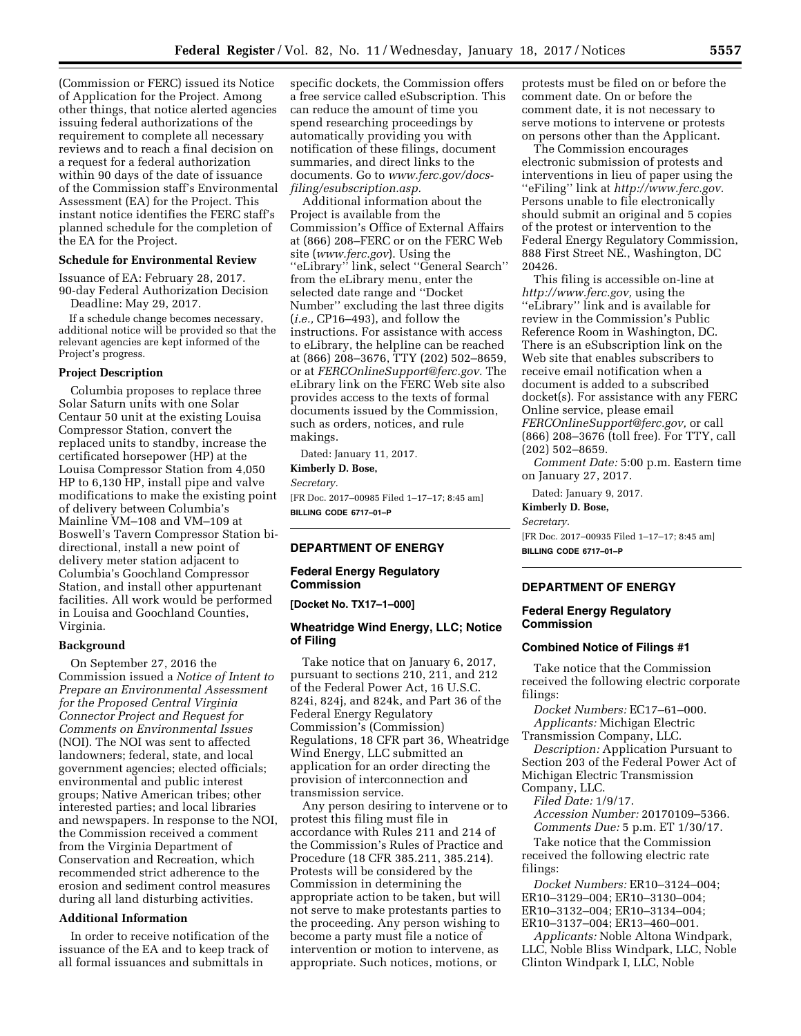(Commission or FERC) issued its Notice of Application for the Project. Among other things, that notice alerted agencies issuing federal authorizations of the requirement to complete all necessary reviews and to reach a final decision on a request for a federal authorization within 90 days of the date of issuance of the Commission staff's Environmental Assessment (EA) for the Project. This instant notice identifies the FERC staff's planned schedule for the completion of the EA for the Project.

### Schedule for Environmental Review

Issuance of EA: February 28, 2017.
90-day Federal Authorization Decision Deadline: May 29, 2017.

If a schedule change becomes necessary, additional notice will be provided so that the relevant agencies are kept informed of the Project's progress.

### Project Description

Columbia proposes to replace three Solar Saturn units with one Solar Centaur 50 unit at the existing Louisa Compressor Station, convert the replaced units to standby, increase the certificated horsepower (HP) at the Louisa Compressor Station from 4,050 HP to 6,130 HP, install pipe and valve modifications to make the existing point of delivery between Columbia's Mainline VM–108 and VM–109 at Boswell's Tavern Compressor Station bi-directional, install a new point of delivery meter station adjacent to Columbia's Goochland Compressor Station, and install other appurtenant facilities. All work would be performed in Louisa and Goochland Counties, Virginia.

### Background

On September 27, 2016 the Commission issued a *Notice of Intent to Prepare an Environmental Assessment for the Proposed Central Virginia Connector Project and Request for Comments on Environmental Issues* (NOI). The NOI was sent to affected landowners; federal, state, and local government agencies; elected officials; environmental and public interest groups; Native American tribes; other interested parties; and local libraries and newspapers. In response to the NOI, the Commission received a comment from the Virginia Department of Conservation and Recreation, which recommended strict adherence to the erosion and sediment control measures during all land disturbing activities.

### Additional Information

In order to receive notification of the issuance of the EA and to keep track of all formal issuances and submittals in specific dockets, the Commission offers a free service called eSubscription. This can reduce the amount of time you spend researching proceedings by automatically providing you with notification of these filings, document summaries, and direct links to the documents. Go to *www.ferc.gov/docs-filing/esubscription.asp.*

Additional information about the Project is available from the Commission's Office of External Affairs at (866) 208–FERC or on the FERC Web site (*www.ferc.gov*). Using the ''eLibrary'' link, select ''General Search'' from the eLibrary menu, enter the selected date range and ''Docket Number'' excluding the last three digits (*i.e.,* CP16–493), and follow the instructions. For assistance with access to eLibrary, the helpline can be reached at (866) 208–3676, TTY (202) 502–8659, or at *FERCOnlineSupport@ferc.gov.* The eLibrary link on the FERC Web site also provides access to the texts of formal documents issued by the Commission, such as orders, notices, and rule makings.

Dated: January 11, 2017.

**Kimberly D. Bose,**

*Secretary.*

[FR Doc. 2017–00985 Filed 1–17–17; 8:45 am]

**BILLING CODE 6717–01–P**

## DEPARTMENT OF ENERGY

### Federal Energy Regulatory Commission

**[Docket No. TX17–1–000]**

### Wheatridge Wind Energy, LLC; Notice of Filing

Take notice that on January 6, 2017, pursuant to sections 210, 211, and 212 of the Federal Power Act, 16 U.S.C. 824i, 824j, and 824k, and Part 36 of the Federal Energy Regulatory Commission's (Commission) Regulations, 18 CFR part 36, Wheatridge Wind Energy, LLC submitted an application for an order directing the provision of interconnection and transmission service.

Any person desiring to intervene or to protest this filing must file in accordance with Rules 211 and 214 of the Commission's Rules of Practice and Procedure (18 CFR 385.211, 385.214). Protests will be considered by the Commission in determining the appropriate action to be taken, but will not serve to make protestants parties to the proceeding. Any person wishing to become a party must file a notice of intervention or motion to intervene, as appropriate. Such notices, motions, or protests must be filed on or before the comment date. On or before the comment date, it is not necessary to serve motions to intervene or protests on persons other than the Applicant.

The Commission encourages electronic submission of protests and interventions in lieu of paper using the ''eFiling'' link at *http://www.ferc.gov.* Persons unable to file electronically should submit an original and 5 copies of the protest or intervention to the Federal Energy Regulatory Commission, 888 First Street NE., Washington, DC 20426.

This filing is accessible on-line at *http://www.ferc.gov,* using the ''eLibrary'' link and is available for review in the Commission's Public Reference Room in Washington, DC. There is an eSubscription link on the Web site that enables subscribers to receive email notification when a document is added to a subscribed docket(s). For assistance with any FERC Online service, please email *FERCOnlineSupport@ferc.gov,* or call (866) 208–3676 (toll free). For TTY, call (202) 502–8659.

*Comment Date:* 5:00 p.m. Eastern time on January 27, 2017.

Dated: January 9, 2017.

**Kimberly D. Bose,**

*Secretary.*

[FR Doc. 2017–00935 Filed 1–17–17; 8:45 am]

**BILLING CODE 6717–01–P**

## DEPARTMENT OF ENERGY

### Federal Energy Regulatory Commission

### Combined Notice of Filings #1

Take notice that the Commission received the following electric corporate filings:

*Docket Numbers:* EC17–61–000.
*Applicants:* Michigan Electric Transmission Company, LLC.
*Description:* Application Pursuant to Section 203 of the Federal Power Act of Michigan Electric Transmission Company, LLC.
*Filed Date:* 1/9/17.
*Accession Number:* 20170109–5366.
*Comments Due:* 5 p.m. ET 1/30/17.

Take notice that the Commission received the following electric rate filings:

*Docket Numbers:* ER10–3124–004; ER10–3129–004; ER10–3130–004; ER10–3132–004; ER10–3134–004; ER10–3137–004; ER13–460–001.
*Applicants:* Noble Altona Windpark, LLC, Noble Bliss Windpark, LLC, Noble Clinton Windpark I, LLC, Noble